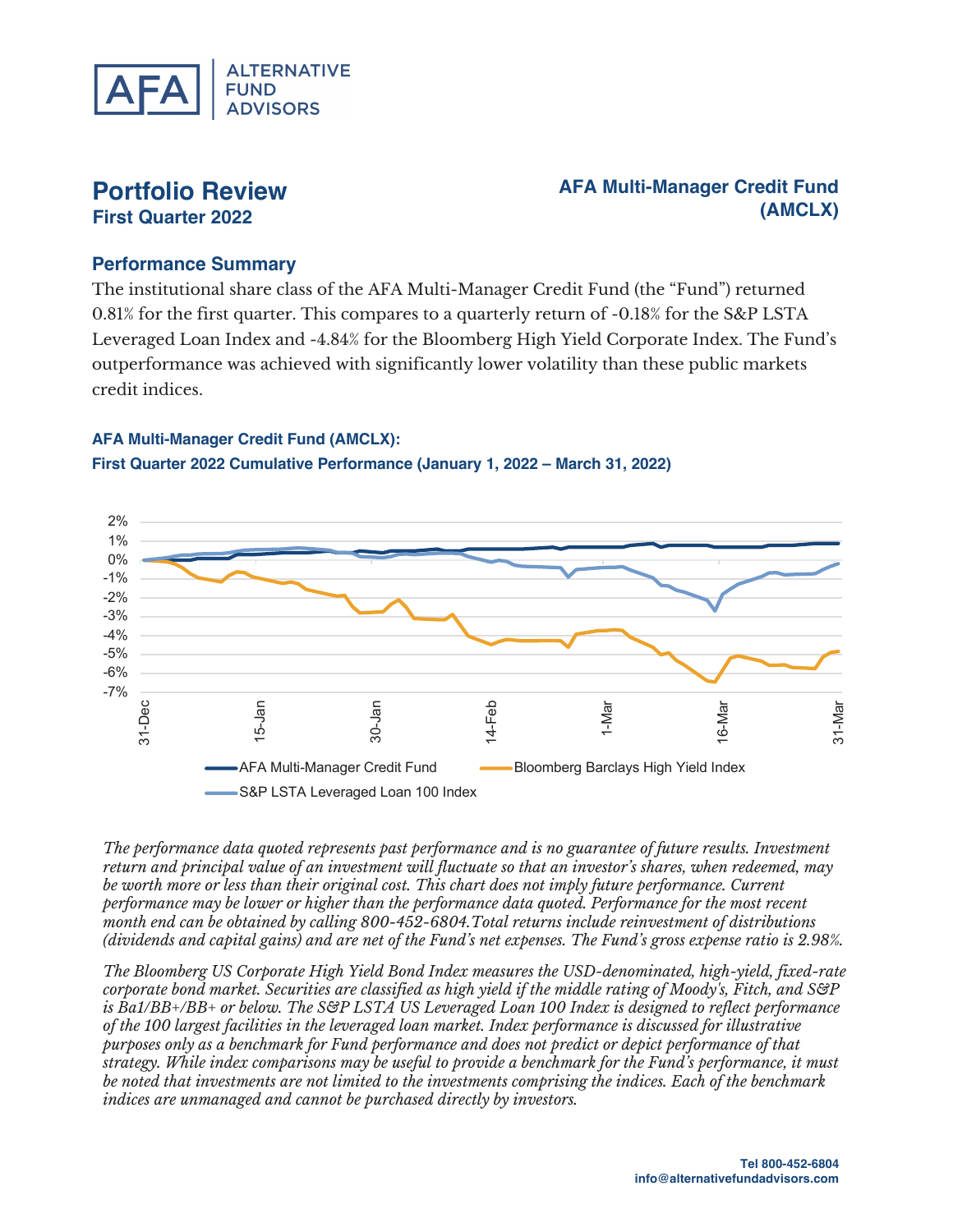# Portfolio Review

**First Quarter 2022**

**AFA Multi-Manager Credit Fund (AMCLX)**

## Performance Summary

The institutional share class of the AFA Multi-Manager Credit Fund (the "Fund") returned 0.81% for the first quarter. This compares to a quarterly return of -0.18% for the S&P LSTA Leveraged Loan Index and -4.84% for the Bloomberg High Yield Corporate Index. The Fund's outperformance was achieved with significantly lower volatility than these public markets credit indices.

### AFA Multi-Manager Credit Fund (AMCLX): First Quarter 2022 Cumulative Performance (January 1, 2022 – March 31, 2022)

*The performance data quoted represents past performance and is no guarantee of future results. Investment return and principal value of an investment will fluctuate so that an investor's shares, when redeemed, may be worth more or less than their original cost. This chart does not imply future performance. Current performance may be lower or higher than the performance data quoted. Performance for the most recent month end can be obtained by calling 800-452-6804.Total returns include reinvestment of distributions (dividends and capital gains) and are net of the Fund's net expenses. The Fund's gross expense ratio is 2.98%.*

*The Bloomberg US Corporate High Yield Bond Index measures the USD-denominated, high-yield, fixed-rate corporate bond market. Securities are classified as high yield if the middle rating of Moody's, Fitch, and S&P is Ba1/BB+/BB+ or below. The S&P LSTA US Leveraged Loan 100 Index is designed to reflect performance of the 100 largest facilities in the leveraged loan market. Index performance is discussed for illustrative purposes only as a benchmark for Fund performance and does not predict or depict performance of that strategy. While index comparisons may be useful to provide a benchmark for the Fund's performance, it must be noted that investments are not limited to the investments comprising the indices. Each of the benchmark indices are unmanaged and cannot be purchased directly by investors.*

**Tel 800-452-6804**
**info@alternativefundadvisors.com**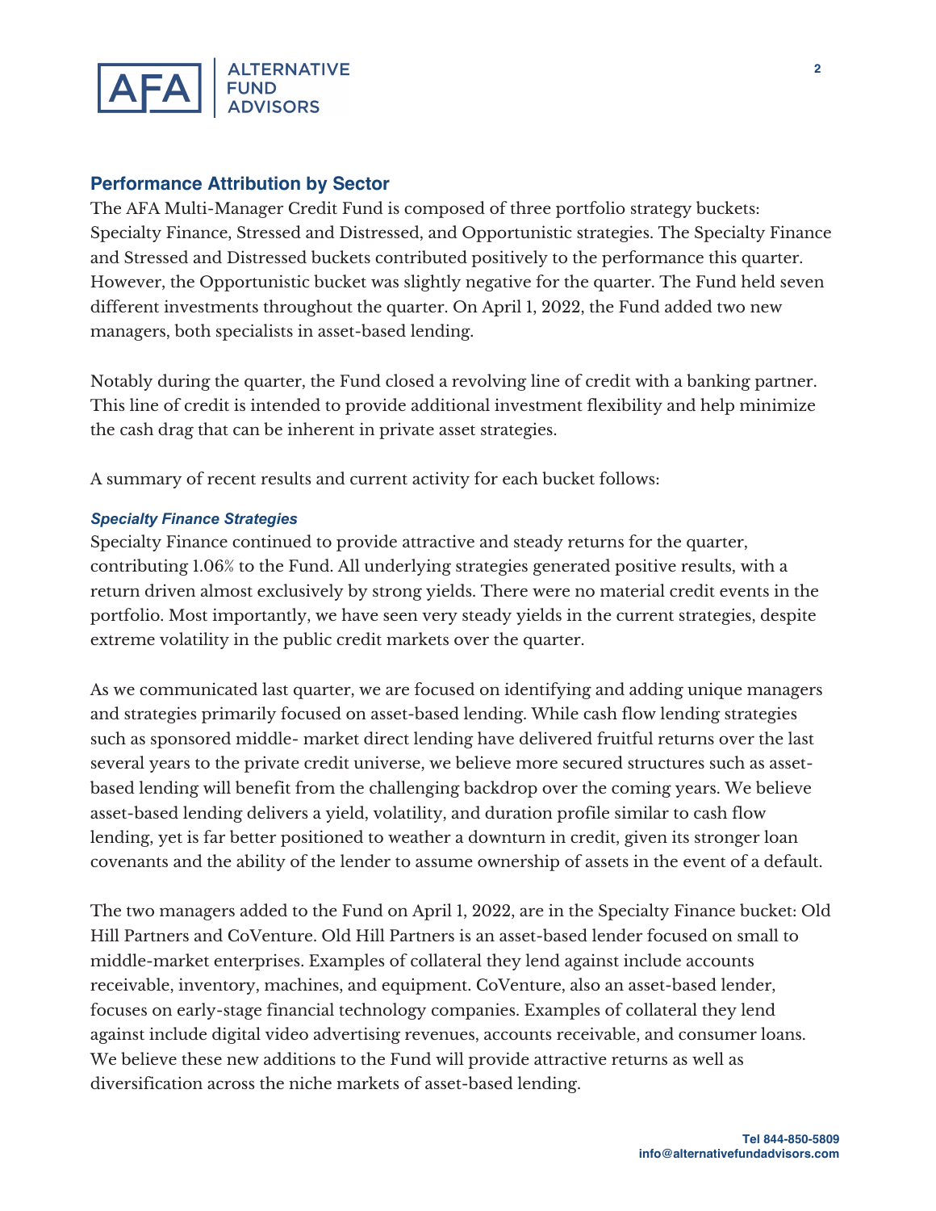## Performance Attribution by Sector

The AFA Multi-Manager Credit Fund is composed of three portfolio strategy buckets: Specialty Finance, Stressed and Distressed, and Opportunistic strategies. The Specialty Finance and Stressed and Distressed buckets contributed positively to the performance this quarter. However, the Opportunistic bucket was slightly negative for the quarter. The Fund held seven different investments throughout the quarter. On April 1, 2022, the Fund added two new managers, both specialists in asset-based lending.

Notably during the quarter, the Fund closed a revolving line of credit with a banking partner. This line of credit is intended to provide additional investment flexibility and help minimize the cash drag that can be inherent in private asset strategies.

A summary of recent results and current activity for each bucket follows:

### *Specialty Finance Strategies*

Specialty Finance continued to provide attractive and steady returns for the quarter, contributing 1.06% to the Fund. All underlying strategies generated positive results, with a return driven almost exclusively by strong yields. There were no material credit events in the portfolio. Most importantly, we have seen very steady yields in the current strategies, despite extreme volatility in the public credit markets over the quarter.

As we communicated last quarter, we are focused on identifying and adding unique managers and strategies primarily focused on asset-based lending. While cash flow lending strategies such as sponsored middle- market direct lending have delivered fruitful returns over the last several years to the private credit universe, we believe more secured structures such as asset-based lending will benefit from the challenging backdrop over the coming years. We believe asset-based lending delivers a yield, volatility, and duration profile similar to cash flow lending, yet is far better positioned to weather a downturn in credit, given its stronger loan covenants and the ability of the lender to assume ownership of assets in the event of a default.

The two managers added to the Fund on April 1, 2022, are in the Specialty Finance bucket: Old Hill Partners and CoVenture. Old Hill Partners is an asset-based lender focused on small to middle-market enterprises. Examples of collateral they lend against include accounts receivable, inventory, machines, and equipment. CoVenture, also an asset-based lender, focuses on early-stage financial technology companies. Examples of collateral they lend against include digital video advertising revenues, accounts receivable, and consumer loans. We believe these new additions to the Fund will provide attractive returns as well as diversification across the niche markets of asset-based lending.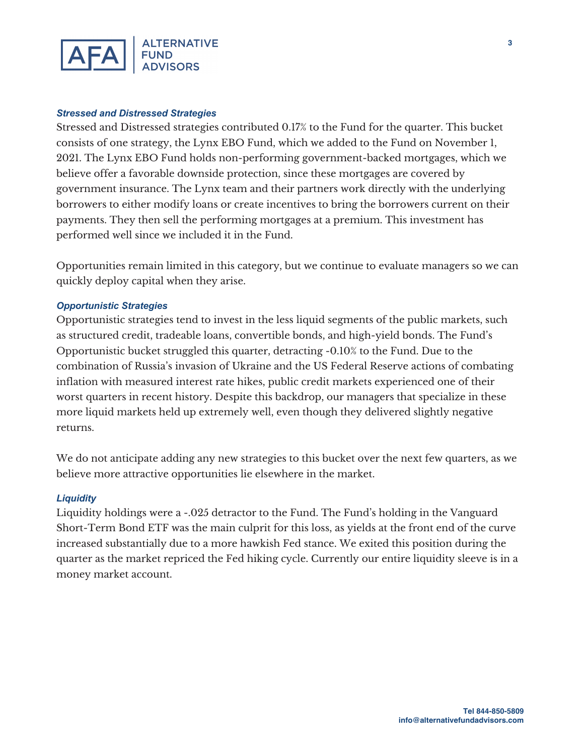### *Stressed and Distressed Strategies*

Stressed and Distressed strategies contributed 0.17% to the Fund for the quarter. This bucket consists of one strategy, the Lynx EBO Fund, which we added to the Fund on November 1, 2021. The Lynx EBO Fund holds non-performing government-backed mortgages, which we believe offer a favorable downside protection, since these mortgages are covered by government insurance. The Lynx team and their partners work directly with the underlying borrowers to either modify loans or create incentives to bring the borrowers current on their payments. They then sell the performing mortgages at a premium. This investment has performed well since we included it in the Fund.

Opportunities remain limited in this category, but we continue to evaluate managers so we can quickly deploy capital when they arise.

### *Opportunistic Strategies*

Opportunistic strategies tend to invest in the less liquid segments of the public markets, such as structured credit, tradeable loans, convertible bonds, and high-yield bonds. The Fund's Opportunistic bucket struggled this quarter, detracting -0.10% to the Fund. Due to the combination of Russia's invasion of Ukraine and the US Federal Reserve actions of combating inflation with measured interest rate hikes, public credit markets experienced one of their worst quarters in recent history. Despite this backdrop, our managers that specialize in these more liquid markets held up extremely well, even though they delivered slightly negative returns.

We do not anticipate adding any new strategies to this bucket over the next few quarters, as we believe more attractive opportunities lie elsewhere in the market.

### *Liquidity*

Liquidity holdings were a -.025 detractor to the Fund. The Fund's holding in the Vanguard Short-Term Bond ETF was the main culprit for this loss, as yields at the front end of the curve increased substantially due to a more hawkish Fed stance. We exited this position during the quarter as the market repriced the Fed hiking cycle. Currently our entire liquidity sleeve is in a money market account.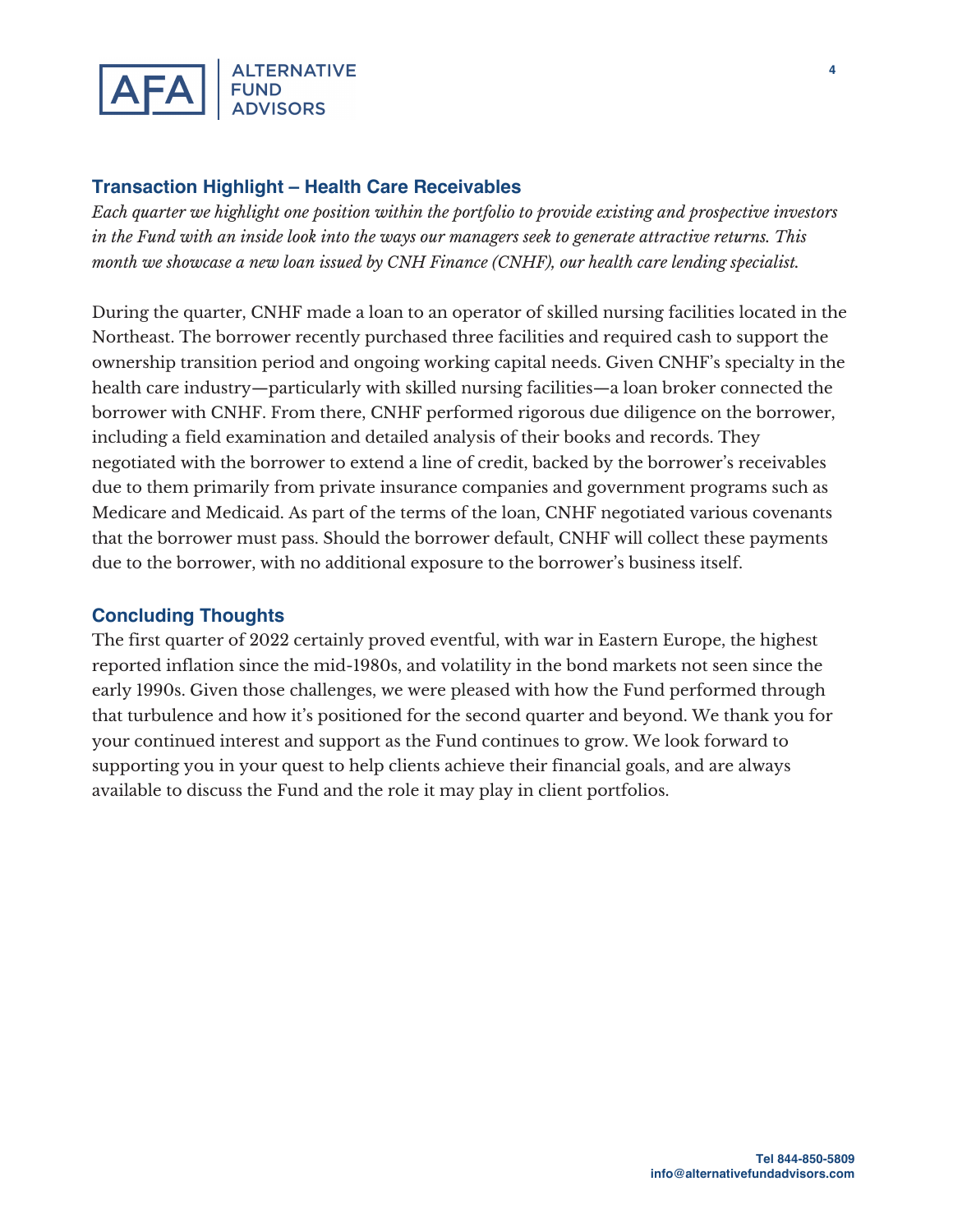## Transaction Highlight – Health Care Receivables

*Each quarter we highlight one position within the portfolio to provide existing and prospective investors in the Fund with an inside look into the ways our managers seek to generate attractive returns. This month we showcase a new loan issued by CNH Finance (CNHF), our health care lending specialist.*

During the quarter, CNHF made a loan to an operator of skilled nursing facilities located in the Northeast. The borrower recently purchased three facilities and required cash to support the ownership transition period and ongoing working capital needs. Given CNHF's specialty in the health care industry—particularly with skilled nursing facilities—a loan broker connected the borrower with CNHF. From there, CNHF performed rigorous due diligence on the borrower, including a field examination and detailed analysis of their books and records. They negotiated with the borrower to extend a line of credit, backed by the borrower's receivables due to them primarily from private insurance companies and government programs such as Medicare and Medicaid. As part of the terms of the loan, CNHF negotiated various covenants that the borrower must pass. Should the borrower default, CNHF will collect these payments due to the borrower, with no additional exposure to the borrower's business itself.

## Concluding Thoughts

The first quarter of 2022 certainly proved eventful, with war in Eastern Europe, the highest reported inflation since the mid-1980s, and volatility in the bond markets not seen since the early 1990s. Given those challenges, we were pleased with how the Fund performed through that turbulence and how it's positioned for the second quarter and beyond. We thank you for your continued interest and support as the Fund continues to grow. We look forward to supporting you in your quest to help clients achieve their financial goals, and are always available to discuss the Fund and the role it may play in client portfolios.

**Tel 844-850-5809**
**info@alternativefundadvisors.com**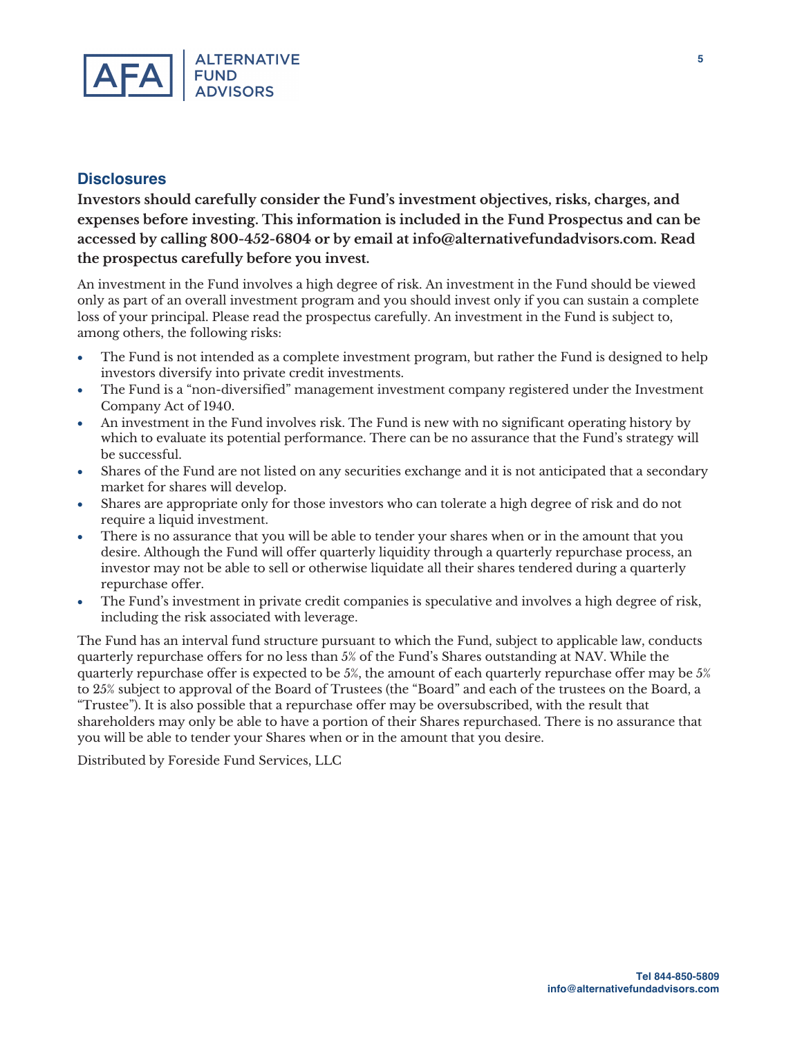## Disclosures

**Investors should carefully consider the Fund's investment objectives, risks, charges, and expenses before investing. This information is included in the Fund Prospectus and can be accessed by calling 800-452-6804 or by email at info@alternativefundadvisors.com. Read the prospectus carefully before you invest.**

An investment in the Fund involves a high degree of risk. An investment in the Fund should be viewed only as part of an overall investment program and you should invest only if you can sustain a complete loss of your principal. Please read the prospectus carefully. An investment in the Fund is subject to, among others, the following risks:

- The Fund is not intended as a complete investment program, but rather the Fund is designed to help investors diversify into private credit investments.
- The Fund is a "non-diversified" management investment company registered under the Investment Company Act of 1940.
- An investment in the Fund involves risk. The Fund is new with no significant operating history by which to evaluate its potential performance. There can be no assurance that the Fund's strategy will be successful.
- Shares of the Fund are not listed on any securities exchange and it is not anticipated that a secondary market for shares will develop.
- Shares are appropriate only for those investors who can tolerate a high degree of risk and do not require a liquid investment.
- There is no assurance that you will be able to tender your shares when or in the amount that you desire. Although the Fund will offer quarterly liquidity through a quarterly repurchase process, an investor may not be able to sell or otherwise liquidate all their shares tendered during a quarterly repurchase offer.
- The Fund's investment in private credit companies is speculative and involves a high degree of risk, including the risk associated with leverage.

The Fund has an interval fund structure pursuant to which the Fund, subject to applicable law, conducts quarterly repurchase offers for no less than 5% of the Fund's Shares outstanding at NAV. While the quarterly repurchase offer is expected to be 5%, the amount of each quarterly repurchase offer may be 5% to 25% subject to approval of the Board of Trustees (the "Board" and each of the trustees on the Board, a "Trustee"). It is also possible that a repurchase offer may be oversubscribed, with the result that shareholders may only be able to have a portion of their Shares repurchased. There is no assurance that you will be able to tender your Shares when or in the amount that you desire.

Distributed by Foreside Fund Services, LLC